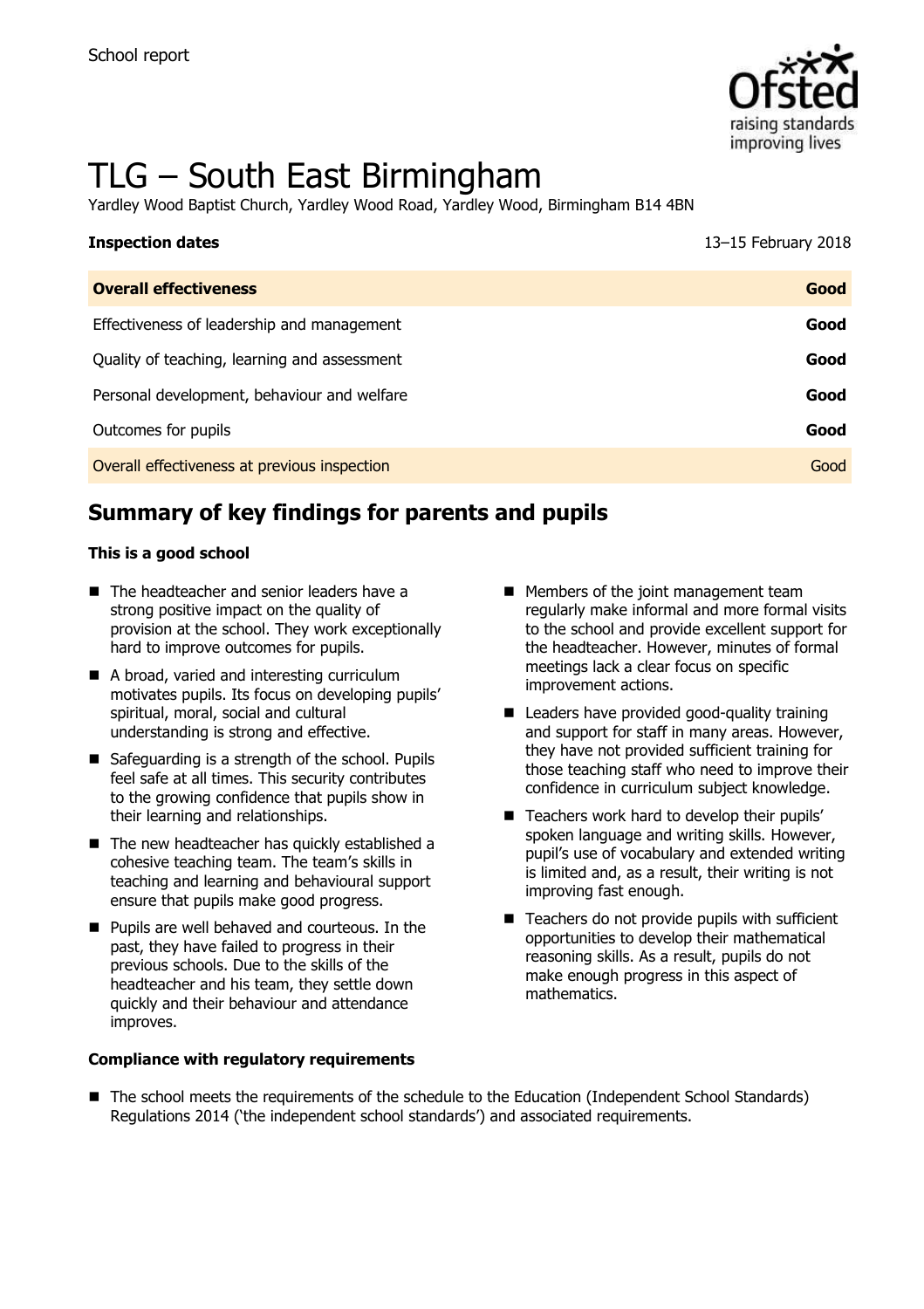School report

# TLG – South East Birmingham

Yardley Wood Baptist Church, Yardley Wood Road, Yardley Wood, Birmingham B14 4BN

**Inspection dates** 13–15 February 2018

| **Overall effectiveness** | **Good** |
| --- | --- |
| Effectiveness of leadership and management | **Good** |
| Quality of teaching, learning and assessment | **Good** |
| Personal development, behaviour and welfare | **Good** |
| Outcomes for pupils | **Good** |
| Overall effectiveness at previous inspection | Good |

## Summary of key findings for parents and pupils

**This is a good school**

- The headteacher and senior leaders have a strong positive impact on the quality of provision at the school. They work exceptionally hard to improve outcomes for pupils.
- A broad, varied and interesting curriculum motivates pupils. Its focus on developing pupils' spiritual, moral, social and cultural understanding is strong and effective.
- Safeguarding is a strength of the school. Pupils feel safe at all times. This security contributes to the growing confidence that pupils show in their learning and relationships.
- The new headteacher has quickly established a cohesive teaching team. The team's skills in teaching and learning and behavioural support ensure that pupils make good progress.
- Pupils are well behaved and courteous. In the past, they have failed to progress in their previous schools. Due to the skills of the headteacher and his team, they settle down quickly and their behaviour and attendance improves.
- Members of the joint management team regularly make informal and more formal visits to the school and provide excellent support for the headteacher. However, minutes of formal meetings lack a clear focus on specific improvement actions.
- Leaders have provided good-quality training and support for staff in many areas. However, they have not provided sufficient training for those teaching staff who need to improve their confidence in curriculum subject knowledge.
- Teachers work hard to develop their pupils' spoken language and writing skills. However, pupil's use of vocabulary and extended writing is limited and, as a result, their writing is not improving fast enough.
- Teachers do not provide pupils with sufficient opportunities to develop their mathematical reasoning skills. As a result, pupils do not make enough progress in this aspect of mathematics.

**Compliance with regulatory requirements**

- The school meets the requirements of the schedule to the Education (Independent School Standards) Regulations 2014 ('the independent school standards') and associated requirements.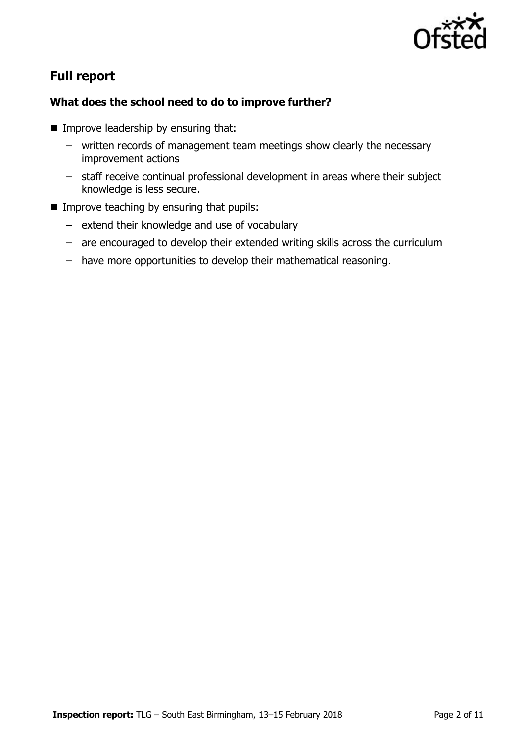## Full report

### What does the school need to do to improve further?

- Improve leadership by ensuring that:
  - written records of management team meetings show clearly the necessary improvement actions
  - staff receive continual professional development in areas where their subject knowledge is less secure.
- Improve teaching by ensuring that pupils:
  - extend their knowledge and use of vocabulary
  - are encouraged to develop their extended writing skills across the curriculum
  - have more opportunities to develop their mathematical reasoning.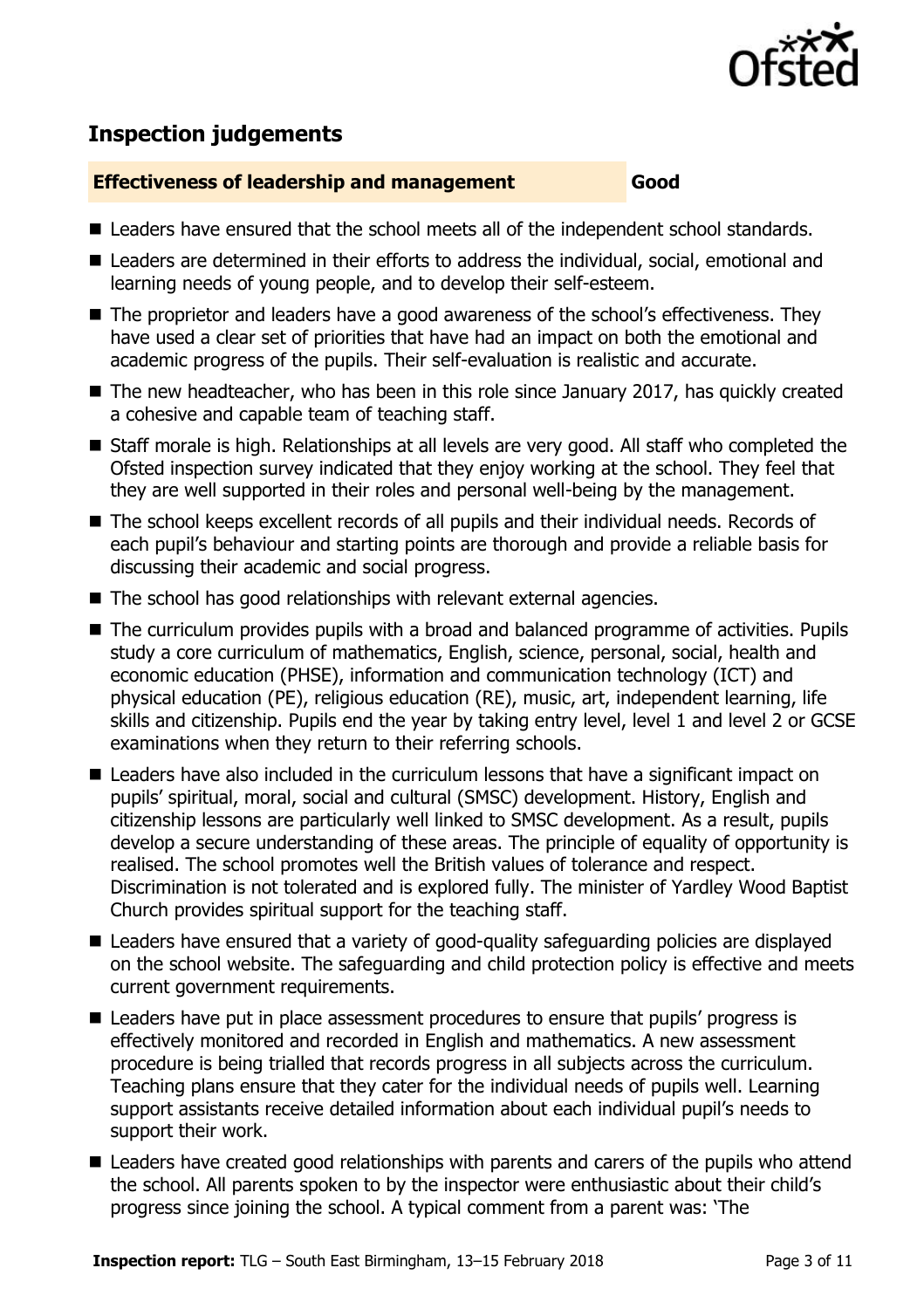## Inspection judgements

**Effectiveness of leadership and management** **Good**

- Leaders have ensured that the school meets all of the independent school standards.
- Leaders are determined in their efforts to address the individual, social, emotional and learning needs of young people, and to develop their self-esteem.
- The proprietor and leaders have a good awareness of the school's effectiveness. They have used a clear set of priorities that have had an impact on both the emotional and academic progress of the pupils. Their self-evaluation is realistic and accurate.
- The new headteacher, who has been in this role since January 2017, has quickly created a cohesive and capable team of teaching staff.
- Staff morale is high. Relationships at all levels are very good. All staff who completed the Ofsted inspection survey indicated that they enjoy working at the school. They feel that they are well supported in their roles and personal well-being by the management.
- The school keeps excellent records of all pupils and their individual needs. Records of each pupil's behaviour and starting points are thorough and provide a reliable basis for discussing their academic and social progress.
- The school has good relationships with relevant external agencies.
- The curriculum provides pupils with a broad and balanced programme of activities. Pupils study a core curriculum of mathematics, English, science, personal, social, health and economic education (PHSE), information and communication technology (ICT) and physical education (PE), religious education (RE), music, art, independent learning, life skills and citizenship. Pupils end the year by taking entry level, level 1 and level 2 or GCSE examinations when they return to their referring schools.
- Leaders have also included in the curriculum lessons that have a significant impact on pupils' spiritual, moral, social and cultural (SMSC) development. History, English and citizenship lessons are particularly well linked to SMSC development. As a result, pupils develop a secure understanding of these areas. The principle of equality of opportunity is realised. The school promotes well the British values of tolerance and respect. Discrimination is not tolerated and is explored fully. The minister of Yardley Wood Baptist Church provides spiritual support for the teaching staff.
- Leaders have ensured that a variety of good-quality safeguarding policies are displayed on the school website. The safeguarding and child protection policy is effective and meets current government requirements.
- Leaders have put in place assessment procedures to ensure that pupils' progress is effectively monitored and recorded in English and mathematics. A new assessment procedure is being trialled that records progress in all subjects across the curriculum. Teaching plans ensure that they cater for the individual needs of pupils well. Learning support assistants receive detailed information about each individual pupil's needs to support their work.
- Leaders have created good relationships with parents and carers of the pupils who attend the school. All parents spoken to by the inspector were enthusiastic about their child's progress since joining the school. A typical comment from a parent was: 'The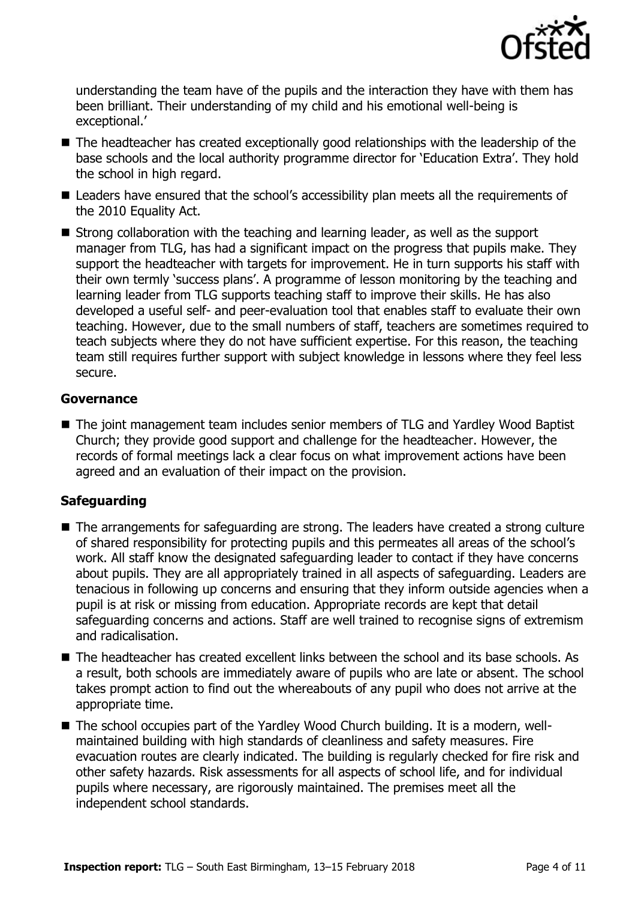understanding the team have of the pupils and the interaction they have with them has been brilliant. Their understanding of my child and his emotional well-being is exceptional.'

- The headteacher has created exceptionally good relationships with the leadership of the base schools and the local authority programme director for 'Education Extra'. They hold the school in high regard.
- Leaders have ensured that the school's accessibility plan meets all the requirements of the 2010 Equality Act.
- Strong collaboration with the teaching and learning leader, as well as the support manager from TLG, has had a significant impact on the progress that pupils make. They support the headteacher with targets for improvement. He in turn supports his staff with their own termly 'success plans'. A programme of lesson monitoring by the teaching and learning leader from TLG supports teaching staff to improve their skills. He has also developed a useful self- and peer-evaluation tool that enables staff to evaluate their own teaching. However, due to the small numbers of staff, teachers are sometimes required to teach subjects where they do not have sufficient expertise. For this reason, the teaching team still requires further support with subject knowledge in lessons where they feel less secure.

### Governance

- The joint management team includes senior members of TLG and Yardley Wood Baptist Church; they provide good support and challenge for the headteacher. However, the records of formal meetings lack a clear focus on what improvement actions have been agreed and an evaluation of their impact on the provision.

### Safeguarding

- The arrangements for safeguarding are strong. The leaders have created a strong culture of shared responsibility for protecting pupils and this permeates all areas of the school's work. All staff know the designated safeguarding leader to contact if they have concerns about pupils. They are all appropriately trained in all aspects of safeguarding. Leaders are tenacious in following up concerns and ensuring that they inform outside agencies when a pupil is at risk or missing from education. Appropriate records are kept that detail safeguarding concerns and actions. Staff are well trained to recognise signs of extremism and radicalisation.
- The headteacher has created excellent links between the school and its base schools. As a result, both schools are immediately aware of pupils who are late or absent. The school takes prompt action to find out the whereabouts of any pupil who does not arrive at the appropriate time.
- The school occupies part of the Yardley Wood Church building. It is a modern, well-maintained building with high standards of cleanliness and safety measures. Fire evacuation routes are clearly indicated. The building is regularly checked for fire risk and other safety hazards. Risk assessments for all aspects of school life, and for individual pupils where necessary, are rigorously maintained. The premises meet all the independent school standards.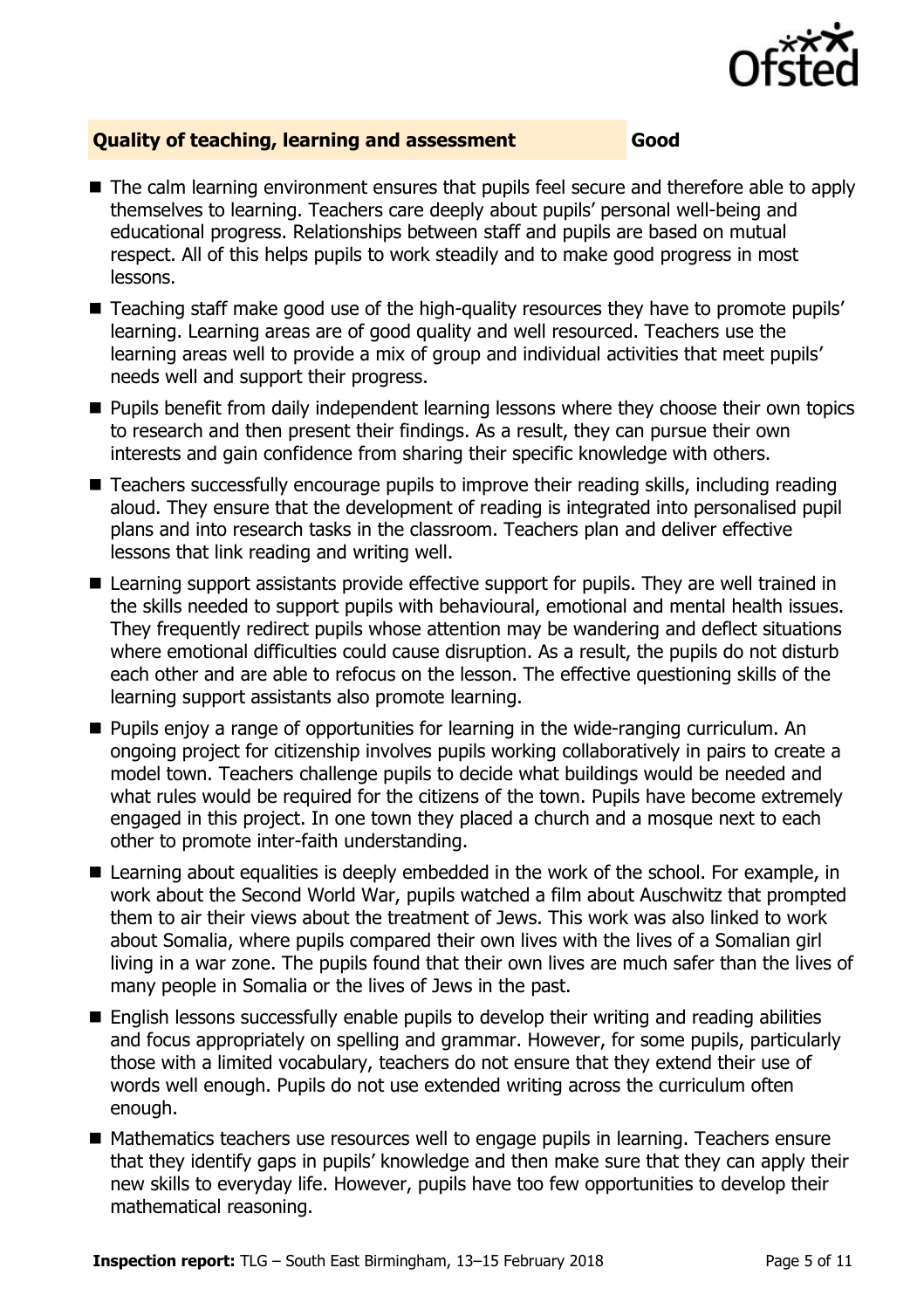## Quality of teaching, learning and assessment — Good

- The calm learning environment ensures that pupils feel secure and therefore able to apply themselves to learning. Teachers care deeply about pupils' personal well-being and educational progress. Relationships between staff and pupils are based on mutual respect. All of this helps pupils to work steadily and to make good progress in most lessons.
- Teaching staff make good use of the high-quality resources they have to promote pupils' learning. Learning areas are of good quality and well resourced. Teachers use the learning areas well to provide a mix of group and individual activities that meet pupils' needs well and support their progress.
- Pupils benefit from daily independent learning lessons where they choose their own topics to research and then present their findings. As a result, they can pursue their own interests and gain confidence from sharing their specific knowledge with others.
- Teachers successfully encourage pupils to improve their reading skills, including reading aloud. They ensure that the development of reading is integrated into personalised pupil plans and into research tasks in the classroom. Teachers plan and deliver effective lessons that link reading and writing well.
- Learning support assistants provide effective support for pupils. They are well trained in the skills needed to support pupils with behavioural, emotional and mental health issues. They frequently redirect pupils whose attention may be wandering and deflect situations where emotional difficulties could cause disruption. As a result, the pupils do not disturb each other and are able to refocus on the lesson. The effective questioning skills of the learning support assistants also promote learning.
- Pupils enjoy a range of opportunities for learning in the wide-ranging curriculum. An ongoing project for citizenship involves pupils working collaboratively in pairs to create a model town. Teachers challenge pupils to decide what buildings would be needed and what rules would be required for the citizens of the town. Pupils have become extremely engaged in this project. In one town they placed a church and a mosque next to each other to promote inter-faith understanding.
- Learning about equalities is deeply embedded in the work of the school. For example, in work about the Second World War, pupils watched a film about Auschwitz that prompted them to air their views about the treatment of Jews. This work was also linked to work about Somalia, where pupils compared their own lives with the lives of a Somalian girl living in a war zone. The pupils found that their own lives are much safer than the lives of many people in Somalia or the lives of Jews in the past.
- English lessons successfully enable pupils to develop their writing and reading abilities and focus appropriately on spelling and grammar. However, for some pupils, particularly those with a limited vocabulary, teachers do not ensure that they extend their use of words well enough. Pupils do not use extended writing across the curriculum often enough.
- Mathematics teachers use resources well to engage pupils in learning. Teachers ensure that they identify gaps in pupils' knowledge and then make sure that they can apply their new skills to everyday life. However, pupils have too few opportunities to develop their mathematical reasoning.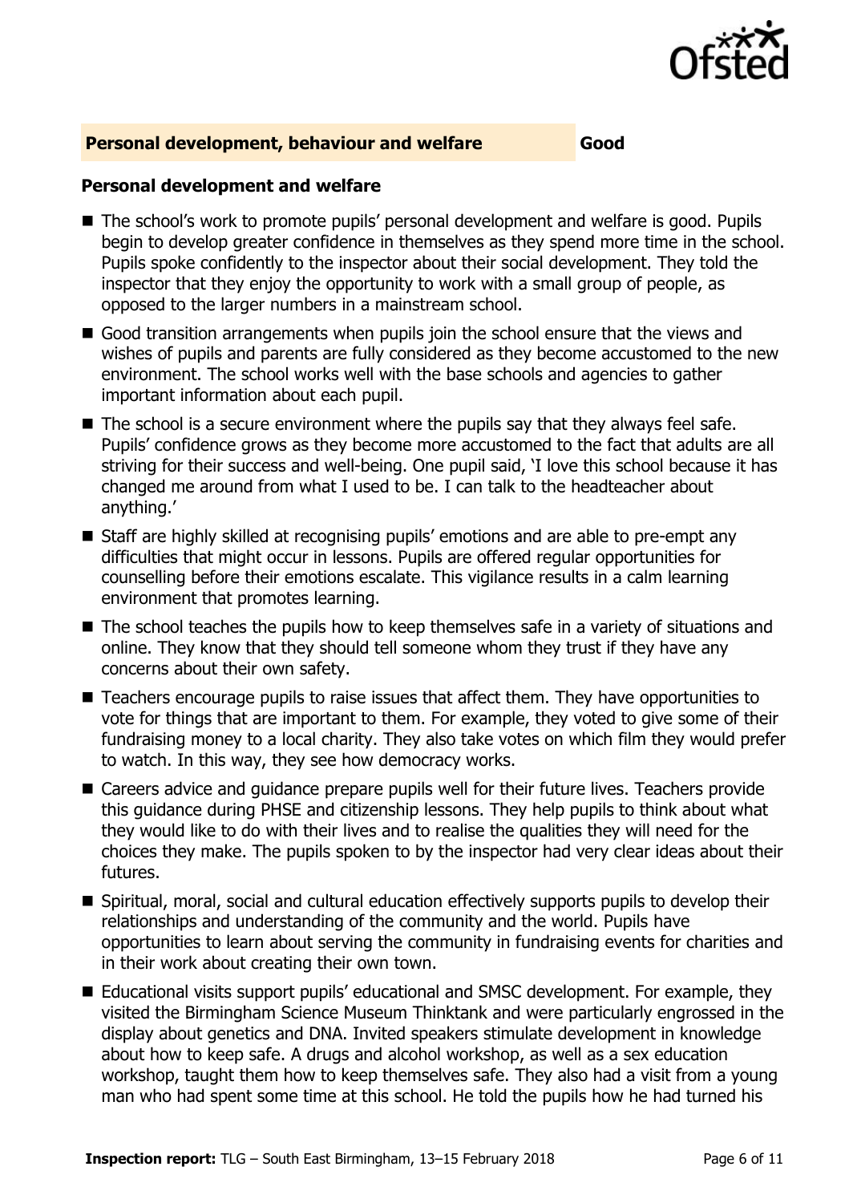## Personal development, behaviour and welfare — Good

### Personal development and welfare

- The school's work to promote pupils' personal development and welfare is good. Pupils begin to develop greater confidence in themselves as they spend more time in the school. Pupils spoke confidently to the inspector about their social development. They told the inspector that they enjoy the opportunity to work with a small group of people, as opposed to the larger numbers in a mainstream school.
- Good transition arrangements when pupils join the school ensure that the views and wishes of pupils and parents are fully considered as they become accustomed to the new environment. The school works well with the base schools and agencies to gather important information about each pupil.
- The school is a secure environment where the pupils say that they always feel safe. Pupils' confidence grows as they become more accustomed to the fact that adults are all striving for their success and well-being. One pupil said, 'I love this school because it has changed me around from what I used to be. I can talk to the headteacher about anything.'
- Staff are highly skilled at recognising pupils' emotions and are able to pre-empt any difficulties that might occur in lessons. Pupils are offered regular opportunities for counselling before their emotions escalate. This vigilance results in a calm learning environment that promotes learning.
- The school teaches the pupils how to keep themselves safe in a variety of situations and online. They know that they should tell someone whom they trust if they have any concerns about their own safety.
- Teachers encourage pupils to raise issues that affect them. They have opportunities to vote for things that are important to them. For example, they voted to give some of their fundraising money to a local charity. They also take votes on which film they would prefer to watch. In this way, they see how democracy works.
- Careers advice and guidance prepare pupils well for their future lives. Teachers provide this guidance during PHSE and citizenship lessons. They help pupils to think about what they would like to do with their lives and to realise the qualities they will need for the choices they make. The pupils spoken to by the inspector had very clear ideas about their futures.
- Spiritual, moral, social and cultural education effectively supports pupils to develop their relationships and understanding of the community and the world. Pupils have opportunities to learn about serving the community in fundraising events for charities and in their work about creating their own town.
- Educational visits support pupils' educational and SMSC development. For example, they visited the Birmingham Science Museum Thinktank and were particularly engrossed in the display about genetics and DNA. Invited speakers stimulate development in knowledge about how to keep safe. A drugs and alcohol workshop, as well as a sex education workshop, taught them how to keep themselves safe. They also had a visit from a young man who had spent some time at this school. He told the pupils how he had turned his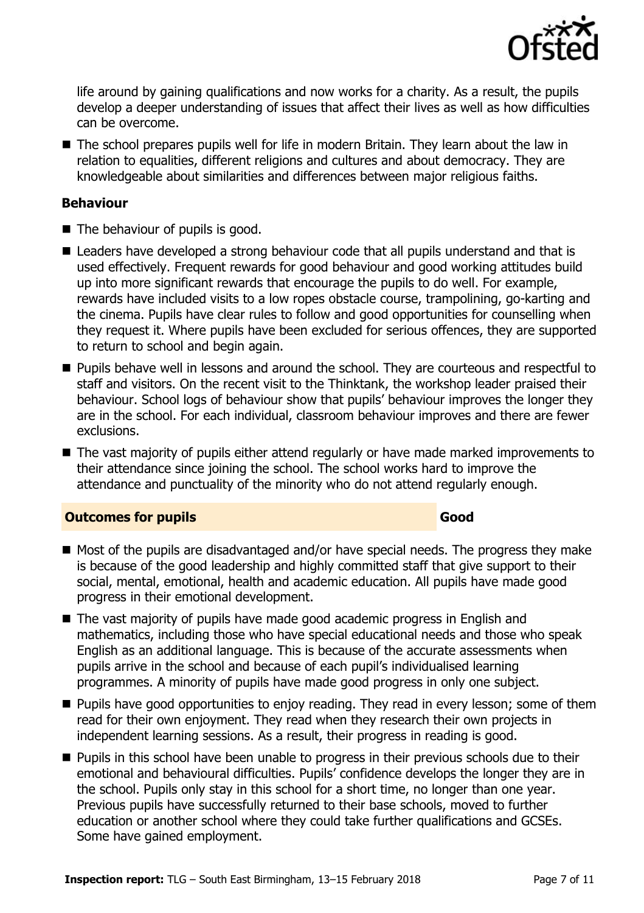life around by gaining qualifications and now works for a charity. As a result, the pupils develop a deeper understanding of issues that affect their lives as well as how difficulties can be overcome.

- The school prepares pupils well for life in modern Britain. They learn about the law in relation to equalities, different religions and cultures and about democracy. They are knowledgeable about similarities and differences between major religious faiths.

### Behaviour

- The behaviour of pupils is good.
- Leaders have developed a strong behaviour code that all pupils understand and that is used effectively. Frequent rewards for good behaviour and good working attitudes build up into more significant rewards that encourage the pupils to do well. For example, rewards have included visits to a low ropes obstacle course, trampolining, go-karting and the cinema. Pupils have clear rules to follow and good opportunities for counselling when they request it. Where pupils have been excluded for serious offences, they are supported to return to school and begin again.
- Pupils behave well in lessons and around the school. They are courteous and respectful to staff and visitors. On the recent visit to the Thinktank, the workshop leader praised their behaviour. School logs of behaviour show that pupils' behaviour improves the longer they are in the school. For each individual, classroom behaviour improves and there are fewer exclusions.
- The vast majority of pupils either attend regularly or have made marked improvements to their attendance since joining the school. The school works hard to improve the attendance and punctuality of the minority who do not attend regularly enough.

## Outcomes for pupils — Good

- Most of the pupils are disadvantaged and/or have special needs. The progress they make is because of the good leadership and highly committed staff that give support to their social, mental, emotional, health and academic education. All pupils have made good progress in their emotional development.
- The vast majority of pupils have made good academic progress in English and mathematics, including those who have special educational needs and those who speak English as an additional language. This is because of the accurate assessments when pupils arrive in the school and because of each pupil's individualised learning programmes. A minority of pupils have made good progress in only one subject.
- Pupils have good opportunities to enjoy reading. They read in every lesson; some of them read for their own enjoyment. They read when they research their own projects in independent learning sessions. As a result, their progress in reading is good.
- Pupils in this school have been unable to progress in their previous schools due to their emotional and behavioural difficulties. Pupils' confidence develops the longer they are in the school. Pupils only stay in this school for a short time, no longer than one year. Previous pupils have successfully returned to their base schools, moved to further education or another school where they could take further qualifications and GCSEs. Some have gained employment.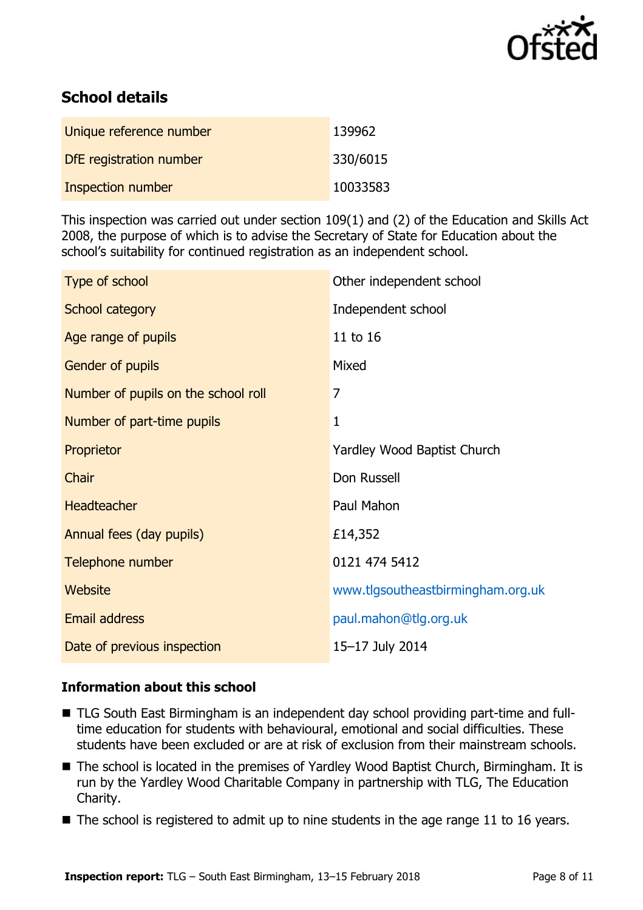## School details

| | |
|---|---|
| Unique reference number | 139962 |
| DfE registration number | 330/6015 |
| Inspection number | 10033583 |

This inspection was carried out under section 109(1) and (2) of the Education and Skills Act 2008, the purpose of which is to advise the Secretary of State for Education about the school's suitability for continued registration as an independent school.

| | |
|---|---|
| Type of school | Other independent school |
| School category | Independent school |
| Age range of pupils | 11 to 16 |
| Gender of pupils | Mixed |
| Number of pupils on the school roll | 7 |
| Number of part-time pupils | 1 |
| Proprietor | Yardley Wood Baptist Church |
| Chair | Don Russell |
| Headteacher | Paul Mahon |
| Annual fees (day pupils) | £14,352 |
| Telephone number | 0121 474 5412 |
| Website | www.tlgsoutheastbirmingham.org.uk |
| Email address | paul.mahon@tlg.org.uk |
| Date of previous inspection | 15–17 July 2014 |

### Information about this school

- TLG South East Birmingham is an independent day school providing part-time and full-time education for students with behavioural, emotional and social difficulties. These students have been excluded or are at risk of exclusion from their mainstream schools.
- The school is located in the premises of Yardley Wood Baptist Church, Birmingham. It is run by the Yardley Wood Charitable Company in partnership with TLG, The Education Charity.
- The school is registered to admit up to nine students in the age range 11 to 16 years.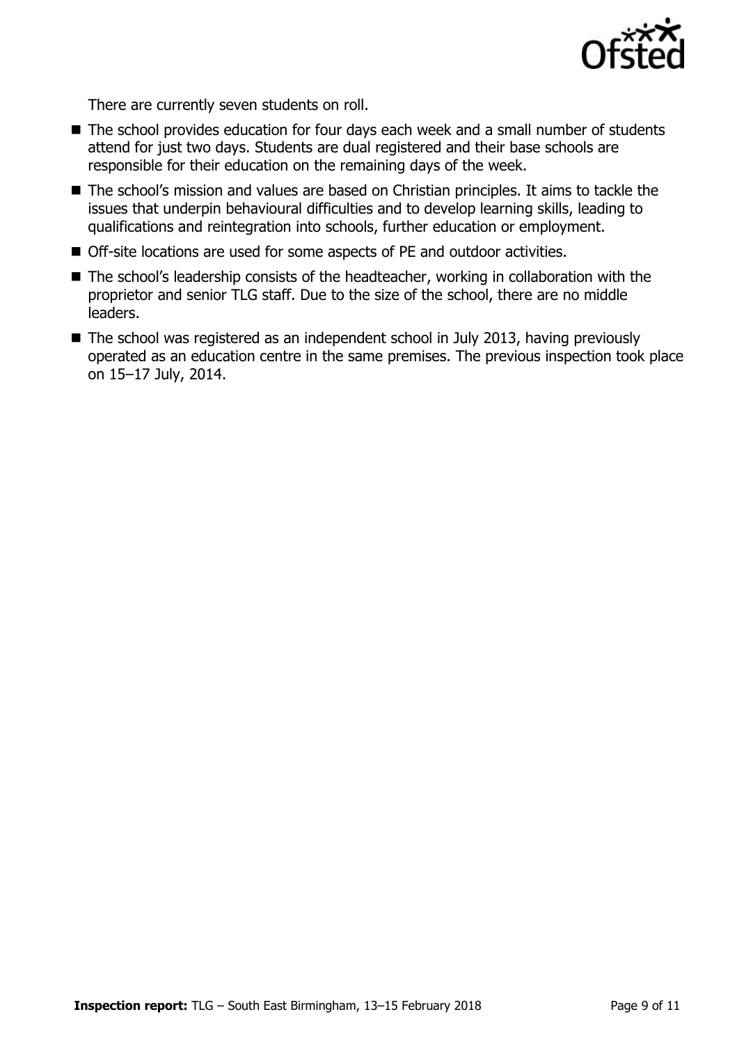There are currently seven students on roll.

- The school provides education for four days each week and a small number of students attend for just two days. Students are dual registered and their base schools are responsible for their education on the remaining days of the week.
- The school's mission and values are based on Christian principles. It aims to tackle the issues that underpin behavioural difficulties and to develop learning skills, leading to qualifications and reintegration into schools, further education or employment.
- Off-site locations are used for some aspects of PE and outdoor activities.
- The school's leadership consists of the headteacher, working in collaboration with the proprietor and senior TLG staff. Due to the size of the school, there are no middle leaders.
- The school was registered as an independent school in July 2013, having previously operated as an education centre in the same premises. The previous inspection took place on 15–17 July, 2014.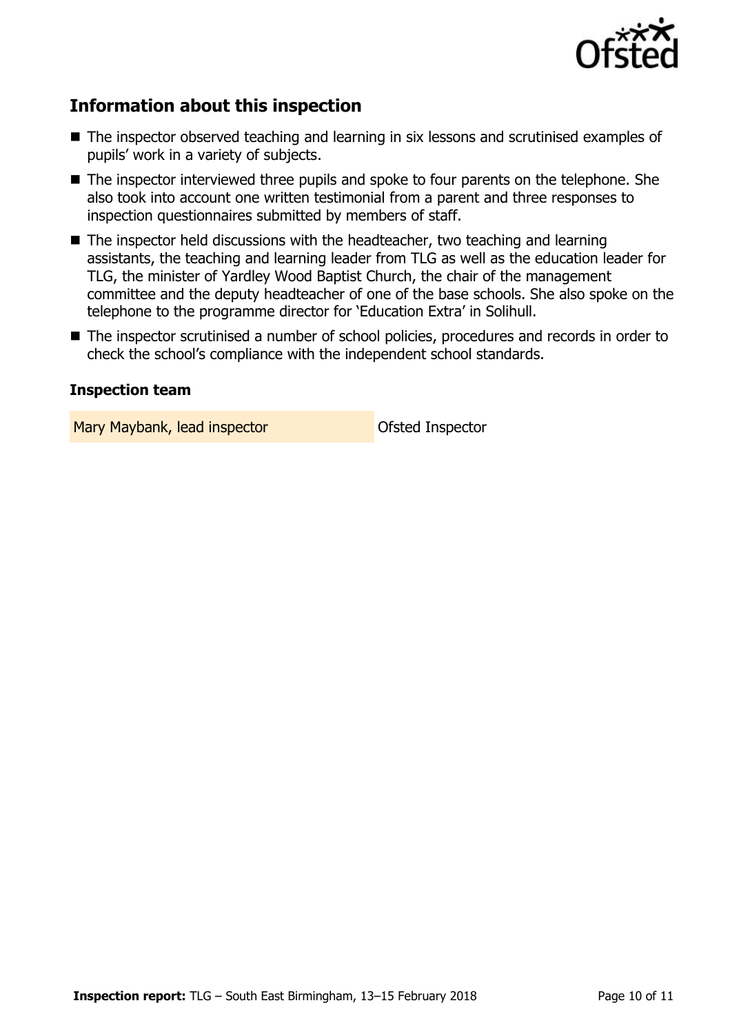## Information about this inspection

- The inspector observed teaching and learning in six lessons and scrutinised examples of pupils' work in a variety of subjects.
- The inspector interviewed three pupils and spoke to four parents on the telephone. She also took into account one written testimonial from a parent and three responses to inspection questionnaires submitted by members of staff.
- The inspector held discussions with the headteacher, two teaching and learning assistants, the teaching and learning leader from TLG as well as the education leader for TLG, the minister of Yardley Wood Baptist Church, the chair of the management committee and the deputy headteacher of one of the base schools. She also spoke on the telephone to the programme director for 'Education Extra' in Solihull.
- The inspector scrutinised a number of school policies, procedures and records in order to check the school's compliance with the independent school standards.

### Inspection team

| | |
|---|---|
| Mary Maybank, lead inspector | Ofsted Inspector |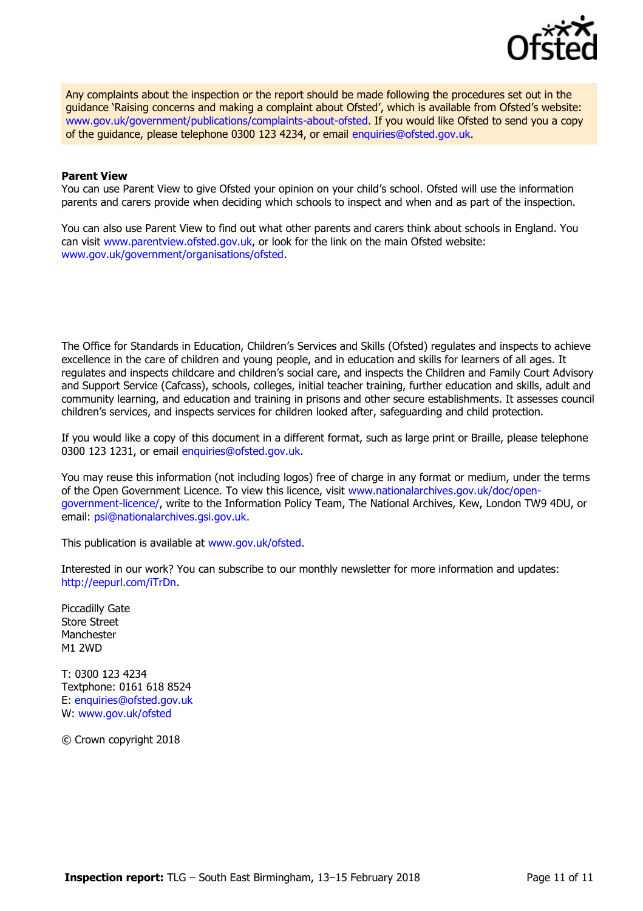Any complaints about the inspection or the report should be made following the procedures set out in the guidance 'Raising concerns and making a complaint about Ofsted', which is available from Ofsted's website: www.gov.uk/government/publications/complaints-about-ofsted. If you would like Ofsted to send you a copy of the guidance, please telephone 0300 123 4234, or email enquiries@ofsted.gov.uk.

**Parent View**

You can use Parent View to give Ofsted your opinion on your child's school. Ofsted will use the information parents and carers provide when deciding which schools to inspect and when and as part of the inspection.

You can also use Parent View to find out what other parents and carers think about schools in England. You can visit www.parentview.ofsted.gov.uk, or look for the link on the main Ofsted website: www.gov.uk/government/organisations/ofsted.

The Office for Standards in Education, Children's Services and Skills (Ofsted) regulates and inspects to achieve excellence in the care of children and young people, and in education and skills for learners of all ages. It regulates and inspects childcare and children's social care, and inspects the Children and Family Court Advisory and Support Service (Cafcass), schools, colleges, initial teacher training, further education and skills, adult and community learning, and education and training in prisons and other secure establishments. It assesses council children's services, and inspects services for children looked after, safeguarding and child protection.

If you would like a copy of this document in a different format, such as large print or Braille, please telephone 0300 123 1231, or email enquiries@ofsted.gov.uk.

You may reuse this information (not including logos) free of charge in any format or medium, under the terms of the Open Government Licence. To view this licence, visit www.nationalarchives.gov.uk/doc/open-government-licence/, write to the Information Policy Team, The National Archives, Kew, London TW9 4DU, or email: psi@nationalarchives.gsi.gov.uk.

This publication is available at www.gov.uk/ofsted.

Interested in our work? You can subscribe to our monthly newsletter for more information and updates: http://eepurl.com/iTrDn.

Piccadilly Gate
Store Street
Manchester
M1 2WD

T: 0300 123 4234
Textphone: 0161 618 8524
E: enquiries@ofsted.gov.uk
W: www.gov.uk/ofsted

© Crown copyright 2018